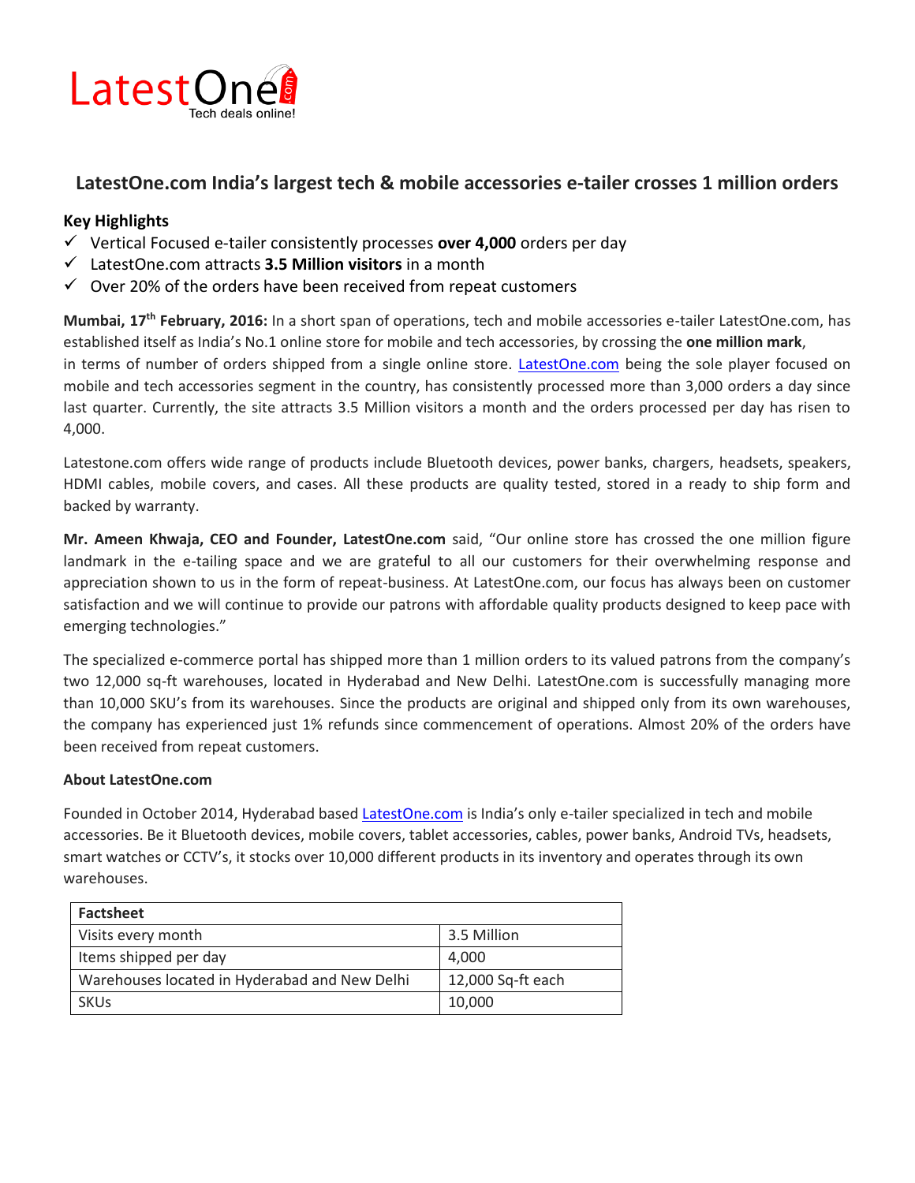LatestOne
Tech deals online!

# LatestOne.com India's largest tech & mobile accessories e-tailer crosses 1 million orders

**Key Highlights**

- ✓ Vertical Focused e-tailer consistently processes **over 4,000** orders per day
- ✓ LatestOne.com attracts **3.5 Million visitors** in a month
- ✓ Over 20% of the orders have been received from repeat customers

**Mumbai, 17th February, 2016:** In a short span of operations, tech and mobile accessories e-tailer LatestOne.com, has established itself as India's No.1 online store for mobile and tech accessories, by crossing the **one million mark**, in terms of number of orders shipped from a single online store. LatestOne.com being the sole player focused on mobile and tech accessories segment in the country, has consistently processed more than 3,000 orders a day since last quarter. Currently, the site attracts 3.5 Million visitors a month and the orders processed per day has risen to 4,000.

Latestone.com offers wide range of products include Bluetooth devices, power banks, chargers, headsets, speakers, HDMI cables, mobile covers, and cases. All these products are quality tested, stored in a ready to ship form and backed by warranty.

**Mr. Ameen Khwaja, CEO and Founder, LatestOne.com** said, "Our online store has crossed the one million figure landmark in the e-tailing space and we are grateful to all our customers for their overwhelming response and appreciation shown to us in the form of repeat-business. At LatestOne.com, our focus has always been on customer satisfaction and we will continue to provide our patrons with affordable quality products designed to keep pace with emerging technologies."

The specialized e-commerce portal has shipped more than 1 million orders to its valued patrons from the company's two 12,000 sq-ft warehouses, located in Hyderabad and New Delhi. LatestOne.com is successfully managing more than 10,000 SKU's from its warehouses. Since the products are original and shipped only from its own warehouses, the company has experienced just 1% refunds since commencement of operations. Almost 20% of the orders have been received from repeat customers.

**About LatestOne.com**

Founded in October 2014, Hyderabad based LatestOne.com is India's only e-tailer specialized in tech and mobile accessories. Be it Bluetooth devices, mobile covers, tablet accessories, cables, power banks, Android TVs, headsets, smart watches or CCTV's, it stocks over 10,000 different products in its inventory and operates through its own warehouses.

| **Factsheet** | |
|---|---|
| Visits every month | 3.5 Million |
| Items shipped per day | 4,000 |
| Warehouses located in Hyderabad and New Delhi | 12,000 Sq-ft each |
| SKUs | 10,000 |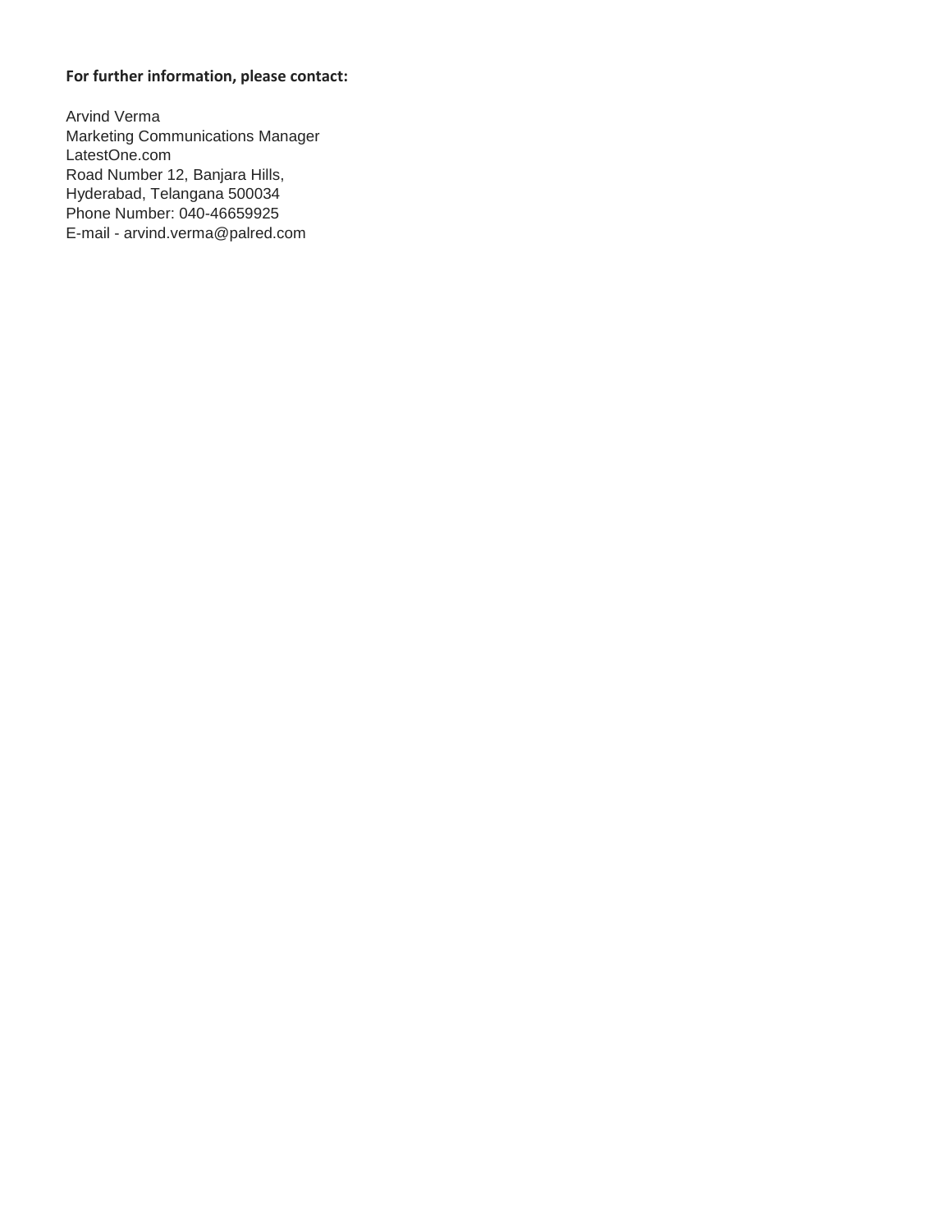**For further information, please contact:**

Arvind Verma  
Marketing Communications Manager  
LatestOne.com  
Road Number 12, Banjara Hills,  
Hyderabad, Telangana 500034  
Phone Number: 040-46659925  
E-mail - arvind.verma@palred.com